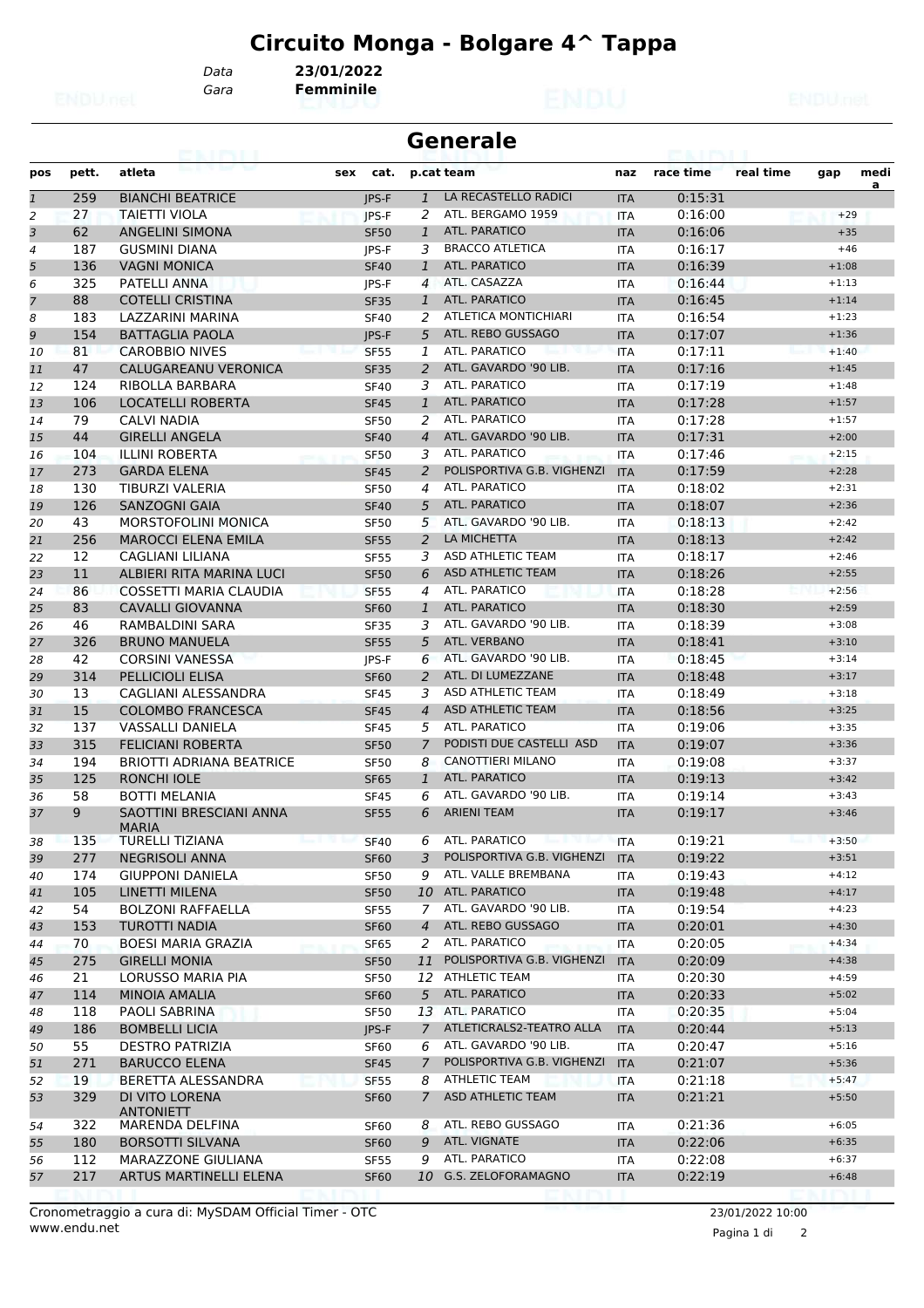# Circuito Monga - Bolgare 4^ Tappa

Data **23/01/2022**
Gara **Femminile**

## Generale

| pos | pett. | atleta | sex | cat. | p.cat | team | naz | race time | real time | gap | media |
|---|---|---|---|---|---|---|---|---|---|---|---|
| 1 | 259 | BIANCHI BEATRICE | | JPS-F | 1 | LA RECASTELLO RADICI | ITA | 0:15:31 | | | |
| 2 | 27 | TAIETTI VIOLA | | JPS-F | 2 | ATL. BERGAMO 1959 | ITA | 0:16:00 | | +29 | |
| 3 | 62 | ANGELINI SIMONA | | SF50 | 1 | ATL. PARATICO | ITA | 0:16:06 | | +35 | |
| 4 | 187 | GUSMINI DIANA | | JPS-F | 3 | BRACCO ATLETICA | ITA | 0:16:17 | | +46 | |
| 5 | 136 | VAGNI MONICA | | SF40 | 1 | ATL. PARATICO | ITA | 0:16:39 | | +1:08 | |
| 6 | 325 | PATELLI ANNA | | JPS-F | 4 | ATL. CASAZZA | ITA | 0:16:44 | | +1:13 | |
| 7 | 88 | COTELLI CRISTINA | | SF35 | 1 | ATL. PARATICO | ITA | 0:16:45 | | +1:14 | |
| 8 | 183 | LAZZARINI MARINA | | SF40 | 2 | ATLETICA MONTICHIARI | ITA | 0:16:54 | | +1:23 | |
| 9 | 154 | BATTAGLIA PAOLA | | JPS-F | 5 | ATL. REBO GUSSAGO | ITA | 0:17:07 | | +1:36 | |
| 10 | 81 | CAROBBIO NIVES | | SF55 | 1 | ATL. PARATICO | ITA | 0:17:11 | | +1:40 | |
| 11 | 47 | CALUGAREANU VERONICA | | SF35 | 2 | ATL. GAVARDO '90 LIB. | ITA | 0:17:16 | | +1:45 | |
| 12 | 124 | RIBOLLA BARBARA | | SF40 | 3 | ATL. PARATICO | ITA | 0:17:19 | | +1:48 | |
| 13 | 106 | LOCATELLI ROBERTA | | SF45 | 1 | ATL. PARATICO | ITA | 0:17:28 | | +1:57 | |
| 14 | 79 | CALVI NADIA | | SF50 | 2 | ATL. PARATICO | ITA | 0:17:28 | | +1:57 | |
| 15 | 44 | GIRELLI ANGELA | | SF40 | 4 | ATL. GAVARDO '90 LIB. | ITA | 0:17:31 | | +2:00 | |
| 16 | 104 | ILLINI ROBERTA | | SF50 | 3 | ATL. PARATICO | ITA | 0:17:46 | | +2:15 | |
| 17 | 273 | GARDA ELENA | | SF45 | 2 | POLISPORTIVA G.B. VIGHENZI | ITA | 0:17:59 | | +2:28 | |
| 18 | 130 | TIBURZI VALERIA | | SF50 | 4 | ATL. PARATICO | ITA | 0:18:02 | | +2:31 | |
| 19 | 126 | SANZOGNI GAIA | | SF40 | 5 | ATL. PARATICO | ITA | 0:18:07 | | +2:36 | |
| 20 | 43 | MORSTOFOLINI MONICA | | SF50 | 5 | ATL. GAVARDO '90 LIB. | ITA | 0:18:13 | | +2:42 | |
| 21 | 256 | MAROCCI ELENA EMILA | | SF55 | 2 | LA MICHETTA | ITA | 0:18:13 | | +2:42 | |
| 22 | 12 | CAGLIANI LILIANA | | SF55 | 3 | ASD ATHLETIC TEAM | ITA | 0:18:17 | | +2:46 | |
| 23 | 11 | ALBIERI RITA MARINA LUCI | | SF50 | 6 | ASD ATHLETIC TEAM | ITA | 0:18:26 | | +2:55 | |
| 24 | 86 | COSSETTI MARIA CLAUDIA | | SF55 | 4 | ATL. PARATICO | ITA | 0:18:28 | | +2:56 | |
| 25 | 83 | CAVALLI GIOVANNA | | SF60 | 1 | ATL. PARATICO | ITA | 0:18:30 | | +2:59 | |
| 26 | 46 | RAMBALDINI SARA | | SF35 | 3 | ATL. GAVARDO '90 LIB. | ITA | 0:18:39 | | +3:08 | |
| 27 | 326 | BRUNO MANUELA | | SF55 | 5 | ATL. VERBANO | ITA | 0:18:41 | | +3:10 | |
| 28 | 42 | CORSINI VANESSA | | JPS-F | 6 | ATL. GAVARDO '90 LIB. | ITA | 0:18:45 | | +3:14 | |
| 29 | 314 | PELLICIOLI ELISA | | SF60 | 2 | ATL. DI LUMEZZANE | ITA | 0:18:48 | | +3:17 | |
| 30 | 13 | CAGLIANI ALESSANDRA | | SF45 | 3 | ASD ATHLETIC TEAM | ITA | 0:18:49 | | +3:18 | |
| 31 | 15 | COLOMBO FRANCESCA | | SF45 | 4 | ASD ATHLETIC TEAM | ITA | 0:18:56 | | +3:25 | |
| 32 | 137 | VASSALLI DANIELA | | SF45 | 5 | ATL. PARATICO | ITA | 0:19:06 | | +3:35 | |
| 33 | 315 | FELICIANI ROBERTA | | SF50 | 7 | PODISTI DUE CASTELLI ASD | ITA | 0:19:07 | | +3:36 | |
| 34 | 194 | BRIOTTI ADRIANA BEATRICE | | SF50 | 8 | CANOTTIERI MILANO | ITA | 0:19:08 | | +3:37 | |
| 35 | 125 | RONCHI IOLE | | SF65 | 1 | ATL. PARATICO | ITA | 0:19:13 | | +3:42 | |
| 36 | 58 | BOTTI MELANIA | | SF45 | 6 | ATL. GAVARDO '90 LIB. | ITA | 0:19:14 | | +3:43 | |
| 37 | 9 | SAOTTINI BRESCIANI ANNA MARIA | | SF55 | 6 | ARIENI TEAM | ITA | 0:19:17 | | +3:46 | |
| 38 | 135 | TURELLI TIZIANA | | SF40 | 6 | ATL. PARATICO | ITA | 0:19:21 | | +3:50 | |
| 39 | 277 | NEGRISOLI ANNA | | SF60 | 3 | POLISPORTIVA G.B. VIGHENZI | ITA | 0:19:22 | | +3:51 | |
| 40 | 174 | GIUPPONI DANIELA | | SF50 | 9 | ATL. VALLE BREMBANA | ITA | 0:19:43 | | +4:12 | |
| 41 | 105 | LINETTI MILENA | | SF50 | 10 | ATL. PARATICO | ITA | 0:19:48 | | +4:17 | |
| 42 | 54 | BOLZONI RAFFAELLA | | SF55 | 7 | ATL. GAVARDO '90 LIB. | ITA | 0:19:54 | | +4:23 | |
| 43 | 153 | TUROTTI NADIA | | SF60 | 4 | ATL. REBO GUSSAGO | ITA | 0:20:01 | | +4:30 | |
| 44 | 70 | BOESI MARIA GRAZIA | | SF65 | 2 | ATL. PARATICO | ITA | 0:20:05 | | +4:34 | |
| 45 | 275 | GIRELLI MONIA | | SF50 | 11 | POLISPORTIVA G.B. VIGHENZI | ITA | 0:20:09 | | +4:38 | |
| 46 | 21 | LORUSSO MARIA PIA | | SF50 | 12 | ATHLETIC TEAM | ITA | 0:20:30 | | +4:59 | |
| 47 | 114 | MINOIA AMALIA | | SF60 | 5 | ATL. PARATICO | ITA | 0:20:33 | | +5:02 | |
| 48 | 118 | PAOLI SABRINA | | SF50 | 13 | ATL. PARATICO | ITA | 0:20:35 | | +5:04 | |
| 49 | 186 | BOMBELLI LICIA | | JPS-F | 7 | ATLETICRALS2-TEATRO ALLA | ITA | 0:20:44 | | +5:13 | |
| 50 | 55 | DESTRO PATRIZIA | | SF60 | 6 | ATL. GAVARDO '90 LIB. | ITA | 0:20:47 | | +5:16 | |
| 51 | 271 | BARUCCO ELENA | | SF45 | 7 | POLISPORTIVA G.B. VIGHENZI | ITA | 0:21:07 | | +5:36 | |
| 52 | 19 | BERETTA ALESSANDRA | | SF55 | 8 | ATHLETIC TEAM | ITA | 0:21:18 | | +5:47 | |
| 53 | 329 | DI VITO LORENA ANTONIETT | | SF60 | 7 | ASD ATHLETIC TEAM | ITA | 0:21:21 | | +5:50 | |
| 54 | 322 | MARENDA DELFINA | | SF60 | 8 | ATL. REBO GUSSAGO | ITA | 0:21:36 | | +6:05 | |
| 55 | 180 | BORSOTTI SILVANA | | SF60 | 9 | ATL. VIGNATE | ITA | 0:22:06 | | +6:35 | |
| 56 | 112 | MARAZZONE GIULIANA | | SF55 | 9 | ATL. PARATICO | ITA | 0:22:08 | | +6:37 | |
| 57 | 217 | ARTUS MARTINELLI ELENA | | SF60 | 10 | G.S. ZELOFORAMAGNO | ITA | 0:22:19 | | +6:48 | |

Cronometraggio a cura di: MySDAM Official Timer - OTC
www.endu.net

23/01/2022 10:00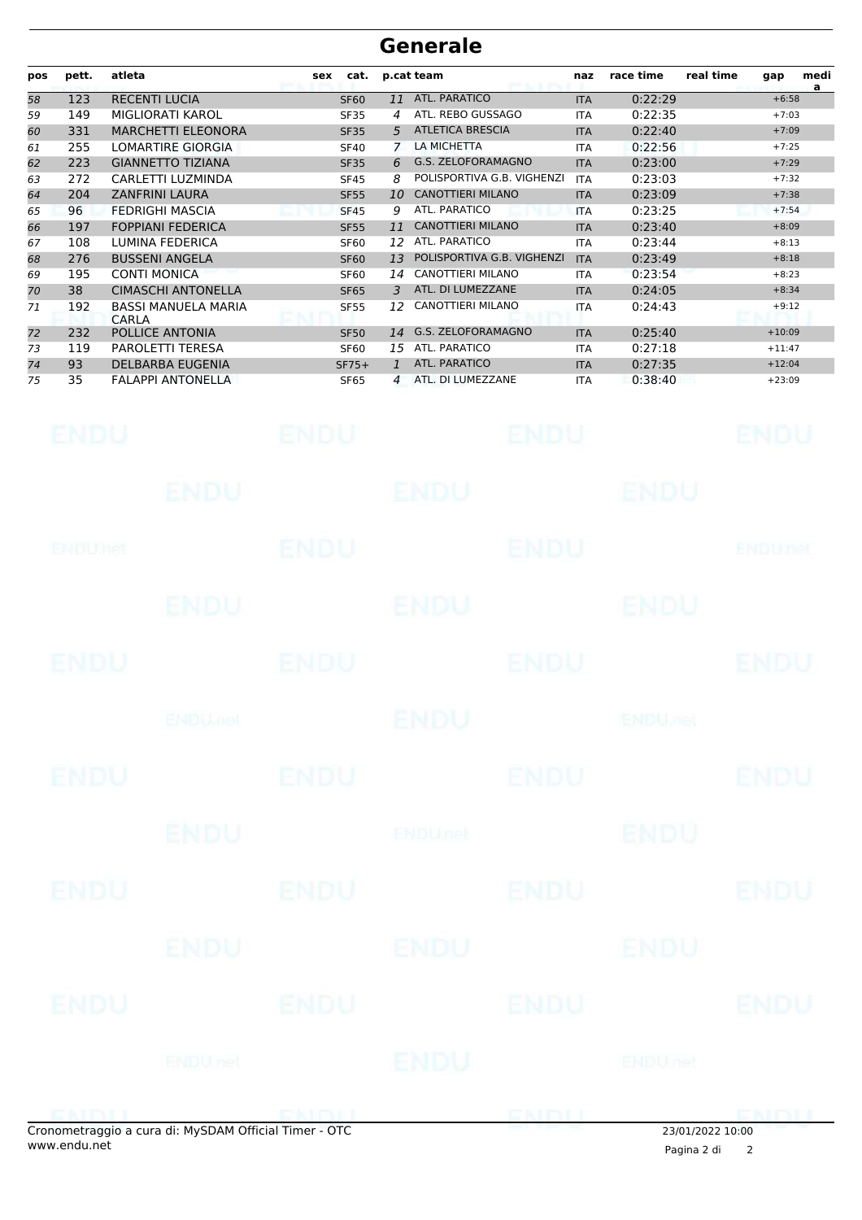# Generale

| pos | pett. | atleta | sex | cat. | p.cat | team | naz | race time | real time | gap | media |
|---|---|---|---|---|---|---|---|---|---|---|---|
| 58 | 123 | RECENTI LUCIA | | SF60 | 11 | ATL. PARATICO | ITA | 0:22:29 | | +6:58 | |
| 59 | 149 | MIGLIORATI KAROL | | SF35 | 4 | ATL. REBO GUSSAGO | ITA | 0:22:35 | | +7:03 | |
| 60 | 331 | MARCHETTI ELEONORA | | SF35 | 5 | ATLETICA BRESCIA | ITA | 0:22:40 | | +7:09 | |
| 61 | 255 | LOMARTIRE GIORGIA | | SF40 | 7 | LA MICHETTA | ITA | 0:22:56 | | +7:25 | |
| 62 | 223 | GIANNETTO TIZIANA | | SF35 | 6 | G.S. ZELOFORAMAGNO | ITA | 0:23:00 | | +7:29 | |
| 63 | 272 | CARLETTI LUZMINDA | | SF45 | 8 | POLISPORTIVA G.B. VIGHENZI | ITA | 0:23:03 | | +7:32 | |
| 64 | 204 | ZANFRINI LAURA | | SF55 | 10 | CANOTTIERI MILANO | ITA | 0:23:09 | | +7:38 | |
| 65 | 96 | FEDRIGHI MASCIA | | SF45 | 9 | ATL. PARATICO | ITA | 0:23:25 | | +7:54 | |
| 66 | 197 | FOPPIANI FEDERICA | | SF55 | 11 | CANOTTIERI MILANO | ITA | 0:23:40 | | +8:09 | |
| 67 | 108 | LUMINA FEDERICA | | SF60 | 12 | ATL. PARATICO | ITA | 0:23:44 | | +8:13 | |
| 68 | 276 | BUSSENI ANGELA | | SF60 | 13 | POLISPORTIVA G.B. VIGHENZI | ITA | 0:23:49 | | +8:18 | |
| 69 | 195 | CONTI MONICA | | SF60 | 14 | CANOTTIERI MILANO | ITA | 0:23:54 | | +8:23 | |
| 70 | 38 | CIMASCHI ANTONELLA | | SF65 | 3 | ATL. DI LUMEZZANE | ITA | 0:24:05 | | +8:34 | |
| 71 | 192 | BASSI MANUELA MARIA CARLA | | SF55 | 12 | CANOTTIERI MILANO | ITA | 0:24:43 | | +9:12 | |
| 72 | 232 | POLLICE ANTONIA | | SF50 | 14 | G.S. ZELOFORAMAGNO | ITA | 0:25:40 | | +10:09 | |
| 73 | 119 | PAROLETTI TERESA | | SF60 | 15 | ATL. PARATICO | ITA | 0:27:18 | | +11:47 | |
| 74 | 93 | DELBARBA EUGENIA | | SF75+ | 1 | ATL. PARATICO | ITA | 0:27:35 | | +12:04 | |
| 75 | 35 | FALAPPI ANTONELLA | | SF65 | 4 | ATL. DI LUMEZZANE | ITA | 0:38:40 | | +23:09 | |

Cronometraggio a cura di: MySDAM Official Timer - OTC
www.endu.net

23/01/2022 10:00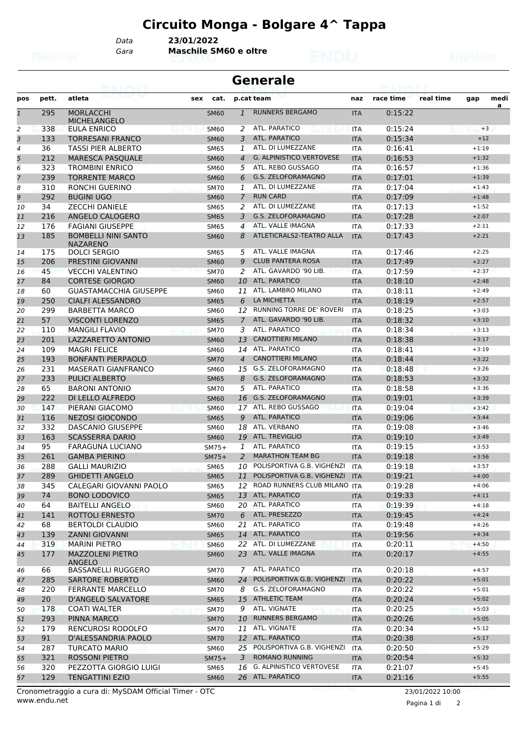# Circuito Monga - Bolgare 4^ Tappa

Data **23/01/2022**

Gara **Maschile SM60 e oltre**

## Generale

| pos | pett. | atleta | sex | cat. | p.cat | team | naz | race time | real time | gap | medi a |
|---|---|---|---|---|---|---|---|---|---|---|---|
| 1 | 295 | MORLACCHI MICHELANGELO | | SM60 | 1 | RUNNERS BERGAMO | ITA | 0:15:22 | | | |
| 2 | 338 | EULA ENRICO | | SM60 | 2 | ATL. PARATICO | ITA | 0:15:24 | | +3 | |
| 3 | 133 | TORRESANI FRANCO | | SM60 | 3 | ATL. PARATICO | ITA | 0:15:34 | | +12 | |
| 4 | 36 | TASSI PIER ALBERTO | | SM65 | 1 | ATL. DI LUMEZZANE | ITA | 0:16:41 | | +1:19 | |
| 5 | 212 | MARESCA PASQUALE | | SM60 | 4 | G. ALPINISTICO VERTOVESE | ITA | 0:16:53 | | +1:32 | |
| 6 | 323 | TROMBINI ENRICO | | SM60 | 5 | ATL. REBO GUSSAGO | ITA | 0:16:57 | | +1:36 | |
| 7 | 239 | TORRENTE MARCO | | SM60 | 6 | G.S. ZELOFORAMAGNO | ITA | 0:17:01 | | +1:39 | |
| 8 | 310 | RONCHI GUERINO | | SM70 | 1 | ATL. DI LUMEZZANE | ITA | 0:17:04 | | +1:43 | |
| 9 | 292 | BUGINI UGO | | SM60 | 7 | RUN CARD | ITA | 0:17:09 | | +1:48 | |
| 10 | 34 | ZECCHI DANIELE | | SM65 | 2 | ATL. DI LUMEZZANE | ITA | 0:17:13 | | +1:52 | |
| 11 | 216 | ANGELO CALOGERO | | SM65 | 3 | G.S. ZELOFORAMAGNO | ITA | 0:17:28 | | +2:07 | |
| 12 | 176 | FAGIANI GIUSEPPE | | SM65 | 4 | ATL. VALLE IMAGNA | ITA | 0:17:33 | | +2:11 | |
| 13 | 185 | BOMBELLI NINI SANTO NAZARENO | | SM60 | 8 | ATLETICRALS2-TEATRO ALLA | ITA | 0:17:43 | | +2:21 | |
| 14 | 175 | DOLCI SERGIO | | SM65 | 5 | ATL. VALLE IMAGNA | ITA | 0:17:46 | | +2:25 | |
| 15 | 206 | PRESTINI GIOVANNI | | SM60 | 9 | CLUB PANTERA ROSA | ITA | 0:17:49 | | +2:27 | |
| 16 | 45 | VECCHI VALENTINO | | SM70 | 2 | ATL. GAVARDO '90 LIB. | ITA | 0:17:59 | | +2:37 | |
| 17 | 84 | CORTESE GIORGIO | | SM60 | 10 | ATL. PARATICO | ITA | 0:18:10 | | +2:48 | |
| 18 | 60 | GUASTAMACCHIA GIUSEPPE | | SM60 | 11 | ATL. LAMBRO MILANO | ITA | 0:18:11 | | +2:49 | |
| 19 | 250 | CIALFI ALESSANDRO | | SM65 | 6 | LA MICHETTA | ITA | 0:18:19 | | +2:57 | |
| 20 | 299 | BARBETTA MARCO | | SM60 | 12 | RUNNING TORRE DE' ROVERI | ITA | 0:18:25 | | +3:03 | |
| 21 | 57 | VISCONTI LORENZO | | SM65 | 7 | ATL. GAVARDO '90 LIB. | ITA | 0:18:32 | | +3:10 | |
| 22 | 110 | MANGILI FLAVIO | | SM70 | 3 | ATL. PARATICO | ITA | 0:18:34 | | +3:13 | |
| 23 | 201 | LAZZARETTO ANTONIO | | SM60 | 13 | CANOTTIERI MILANO | ITA | 0:18:38 | | +3:17 | |
| 24 | 109 | MAGRI FELICE | | SM60 | 14 | ATL. PARATICO | ITA | 0:18:41 | | +3:19 | |
| 25 | 193 | BONFANTI PIERPAOLO | | SM70 | 4 | CANOTTIERI MILANO | ITA | 0:18:44 | | +3:22 | |
| 26 | 231 | MASERATI GIANFRANCO | | SM60 | 15 | G.S. ZELOFORAMAGNO | ITA | 0:18:48 | | +3:26 | |
| 27 | 233 | PULICI ALBERTO | | SM65 | 8 | G.S. ZELOFORAMAGNO | ITA | 0:18:53 | | +3:32 | |
| 28 | 65 | BARONI ANTONIO | | SM70 | 5 | ATL. PARATICO | ITA | 0:18:58 | | +3:36 | |
| 29 | 222 | DI LELLO ALFREDO | | SM60 | 16 | G.S. ZELOFORAMAGNO | ITA | 0:19:01 | | +3:39 | |
| 30 | 147 | PIERANI GIACOMO | | SM60 | 17 | ATL. REBO GUSSAGO | ITA | 0:19:04 | | +3:42 | |
| 31 | 116 | NEZOSI GIOCONDO | | SM65 | 9 | ATL. PARATICO | ITA | 0:19:06 | | +3:44 | |
| 32 | 332 | DASCANIO GIUSEPPE | | SM60 | 18 | ATL. VERBANO | ITA | 0:19:08 | | +3:46 | |
| 33 | 163 | SCASSERRA DARIO | | SM60 | 19 | ATL. TREVIGLIO | ITA | 0:19:10 | | +3:49 | |
| 34 | 95 | FARAGUNA LUCIANO | | SM75+ | 1 | ATL. PARATICO | ITA | 0:19:15 | | +3:53 | |
| 35 | 261 | GAMBA PIERINO | | SM75+ | 2 | MARATHON TEAM BG | ITA | 0:19:18 | | +3:56 | |
| 36 | 288 | GALLI MAURIZIO | | SM65 | 10 | POLISPORTIVA G.B. VIGHENZI | ITA | 0:19:18 | | +3:57 | |
| 37 | 289 | GHIDETTI ANGELO | | SM65 | 11 | POLISPORTIVA G.B. VIGHENZI | ITA | 0:19:21 | | +4:00 | |
| 38 | 345 | CALEGARI GIOVANNI PAOLO | | SM65 | 12 | ROAD RUNNERS CLUB MILANO | ITA | 0:19:28 | | +4:06 | |
| 39 | 74 | BONO LODOVICO | | SM65 | 13 | ATL. PARATICO | ITA | 0:19:33 | | +4:11 | |
| 40 | 64 | BAITELLI ANGELO | | SM60 | 20 | ATL. PARATICO | ITA | 0:19:39 | | +4:18 | |
| 41 | 141 | ROTTOLI ERNESTO | | SM70 | 6 | ATL. PRESEZZO | ITA | 0:19:45 | | +4:24 | |
| 42 | 68 | BERTOLDI CLAUDIO | | SM60 | 21 | ATL. PARATICO | ITA | 0:19:48 | | +4:26 | |
| 43 | 139 | ZANNI GIOVANNI | | SM65 | 14 | ATL. PARATICO | ITA | 0:19:56 | | +4:34 | |
| 44 | 319 | MARINI PIETRO | | SM60 | 22 | ATL. DI LUMEZZANE | ITA | 0:20:11 | | +4:50 | |
| 45 | 177 | MAZZOLENI PIETRO ANGELO | | SM60 | 23 | ATL. VALLE IMAGNA | ITA | 0:20:17 | | +4:55 | |
| 46 | 66 | BASSANELLI RUGGERO | | SM70 | 7 | ATL. PARATICO | ITA | 0:20:18 | | +4:57 | |
| 47 | 285 | SARTORE ROBERTO | | SM60 | 24 | POLISPORTIVA G.B. VIGHENZI | ITA | 0:20:22 | | +5:01 | |
| 48 | 220 | FERRANTE MARCELLO | | SM70 | 8 | G.S. ZELOFORAMAGNO | ITA | 0:20:22 | | +5:01 | |
| 49 | 20 | D'ANGELO SALVATORE | | SM65 | 15 | ATHLETIC TEAM | ITA | 0:20:24 | | +5:02 | |
| 50 | 178 | COATI WALTER | | SM70 | 9 | ATL. VIGNATE | ITA | 0:20:25 | | +5:03 | |
| 51 | 293 | PINNA MARCO | | SM70 | 10 | RUNNERS BERGAMO | ITA | 0:20:26 | | +5:05 | |
| 52 | 179 | RENCUROSI RODOLFO | | SM70 | 11 | ATL. VIGNATE | ITA | 0:20:34 | | +5:12 | |
| 53 | 91 | D'ALESSANDRIA PAOLO | | SM70 | 12 | ATL. PARATICO | ITA | 0:20:38 | | +5:17 | |
| 54 | 287 | TURCATO MARIO | | SM60 | 25 | POLISPORTIVA G.B. VIGHENZI | ITA | 0:20:50 | | +5:29 | |
| 55 | 321 | ROSSONI PIETRO | | SM75+ | 3 | ROMANO RUNNING | ITA | 0:20:54 | | +5:32 | |
| 56 | 320 | PEZZOTTA GIORGIO LUIGI | | SM65 | 16 | G. ALPINISTICO VERTOVESE | ITA | 0:21:07 | | +5:45 | |
| 57 | 129 | TENGATTINI EZIO | | SM60 | 26 | ATL. PARATICO | ITA | 0:21:16 | | +5:55 | |

Cronometraggio a cura di: MySDAM Official Timer - OTC
www.endu.net

23/01/2022 10:00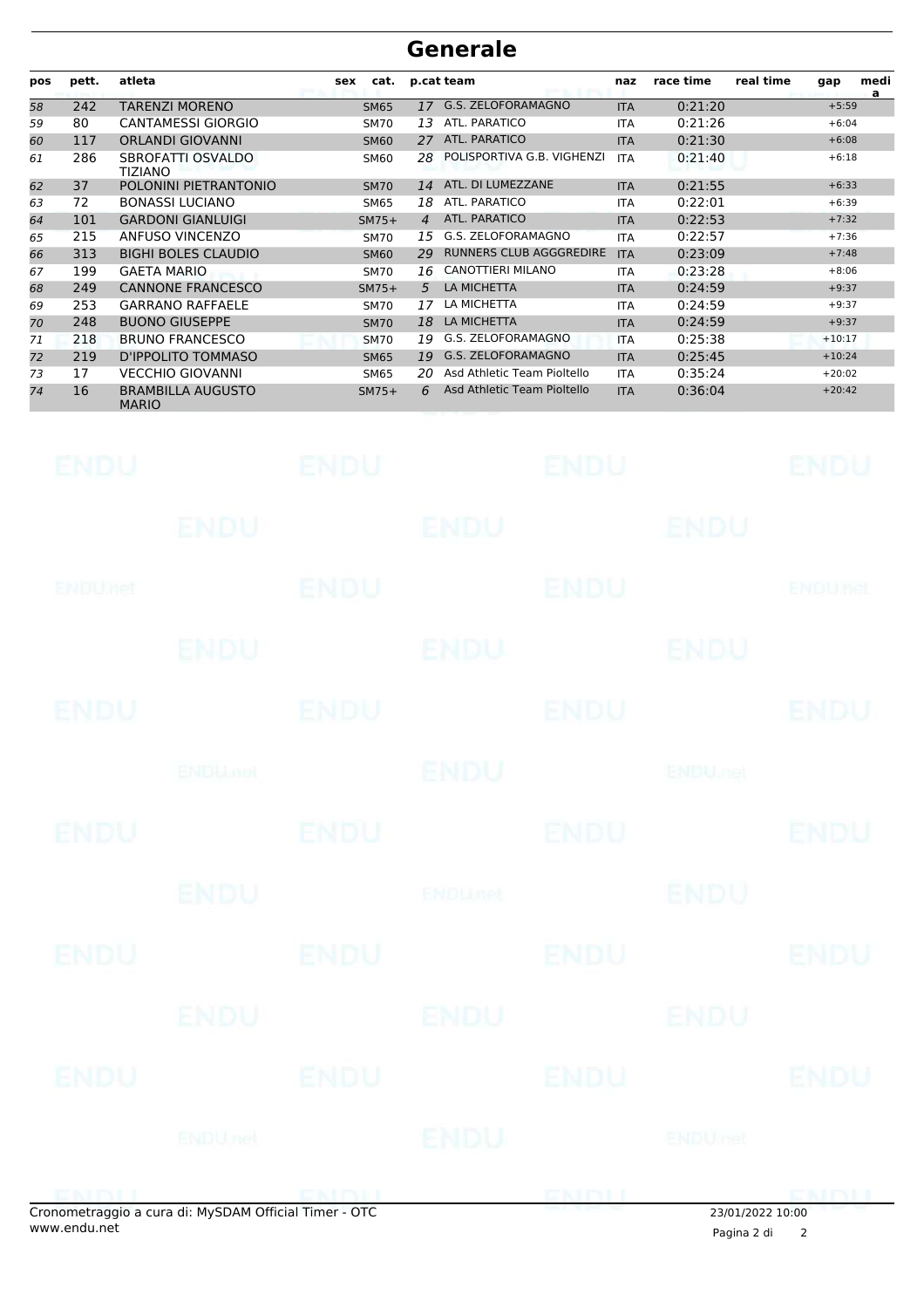# Generale

| pos | pett. | atleta | sex | cat. | p.cat | team | naz | race time | real time | gap | media |
|---|---|---|---|---|---|---|---|---|---|---|---|
| 58 | 242 | TARENZI MORENO | | SM65 | 17 | G.S. ZELOFORAMAGNO | ITA | 0:21:20 | | +5:59 | |
| 59 | 80 | CANTAMESSI GIORGIO | | SM70 | 13 | ATL. PARATICO | ITA | 0:21:26 | | +6:04 | |
| 60 | 117 | ORLANDI GIOVANNI | | SM60 | 27 | ATL. PARATICO | ITA | 0:21:30 | | +6:08 | |
| 61 | 286 | SBROFATTI OSVALDO TIZIANO | | SM60 | 28 | POLISPORTIVA G.B. VIGHENZI | ITA | 0:21:40 | | +6:18 | |
| 62 | 37 | POLONINI PIETRANTONIO | | SM70 | 14 | ATL. DI LUMEZZANE | ITA | 0:21:55 | | +6:33 | |
| 63 | 72 | BONASSI LUCIANO | | SM65 | 18 | ATL. PARATICO | ITA | 0:22:01 | | +6:39 | |
| 64 | 101 | GARDONI GIANLUIGI | | SM75+ | 4 | ATL. PARATICO | ITA | 0:22:53 | | +7:32 | |
| 65 | 215 | ANFUSO VINCENZO | | SM70 | 15 | G.S. ZELOFORAMAGNO | ITA | 0:22:57 | | +7:36 | |
| 66 | 313 | BIGHI BOLES CLAUDIO | | SM60 | 29 | RUNNERS CLUB AGGGREDIRE | ITA | 0:23:09 | | +7:48 | |
| 67 | 199 | GAETA MARIO | | SM70 | 16 | CANOTTIERI MILANO | ITA | 0:23:28 | | +8:06 | |
| 68 | 249 | CANNONE FRANCESCO | | SM75+ | 5 | LA MICHETTA | ITA | 0:24:59 | | +9:37 | |
| 69 | 253 | GARRANO RAFFAELE | | SM70 | 17 | LA MICHETTA | ITA | 0:24:59 | | +9:37 | |
| 70 | 248 | BUONO GIUSEPPE | | SM70 | 18 | LA MICHETTA | ITA | 0:24:59 | | +9:37 | |
| 71 | 218 | BRUNO FRANCESCO | | SM70 | 19 | G.S. ZELOFORAMAGNO | ITA | 0:25:38 | | +10:17 | |
| 72 | 219 | D'IPPOLITO TOMMASO | | SM65 | 19 | G.S. ZELOFORAMAGNO | ITA | 0:25:45 | | +10:24 | |
| 73 | 17 | VECCHIO GIOVANNI | | SM65 | 20 | Asd Athletic Team Pioltello | ITA | 0:35:24 | | +20:02 | |
| 74 | 16 | BRAMBILLA AUGUSTO MARIO | | SM75+ | 6 | Asd Athletic Team Pioltello | ITA | 0:36:04 | | +20:42 | |

Cronometraggio a cura di: MySDAM Official Timer - OTC
www.endu.net

23/01/2022 10:00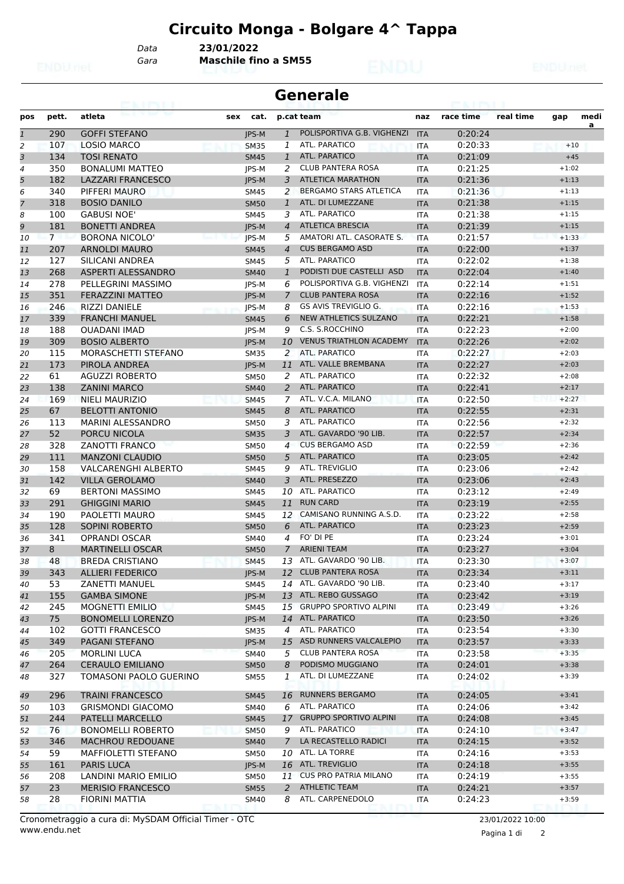# Circuito Monga - Bolgare 4^ Tappa

Data **23/01/2022**

Gara **Maschile fino a SM55**

## Generale

| pos | pett. | atleta | sex | cat. | p.cat | team | naz | race time | real time | gap | medi a |
|---|---|---|---|---|---|---|---|---|---|---|---|
| 1 | 290 | GOFFI STEFANO | | JPS-M | 1 | POLISPORTIVA G.B. VIGHENZI | ITA | 0:20:24 | | | |
| 2 | 107 | LOSIO MARCO | | SM35 | 1 | ATL. PARATICO | ITA | 0:20:33 | | +10 | |
| 3 | 134 | TOSI RENATO | | SM45 | 1 | ATL. PARATICO | ITA | 0:21:09 | | +45 | |
| 4 | 350 | BONALUMI MATTEO | | JPS-M | 2 | CLUB PANTERA ROSA | ITA | 0:21:25 | | +1:02 | |
| 5 | 182 | LAZZARI FRANCESCO | | JPS-M | 3 | ATLETICA MARATHON | ITA | 0:21:36 | | +1:13 | |
| 6 | 340 | PIFFERI MAURO | | SM45 | 2 | BERGAMO STARS ATLETICA | ITA | 0:21:36 | | +1:13 | |
| 7 | 318 | BOSIO DANILO | | SM50 | 1 | ATL. DI LUMEZZANE | ITA | 0:21:38 | | +1:15 | |
| 8 | 100 | GABUSI NOE' | | SM45 | 3 | ATL. PARATICO | ITA | 0:21:38 | | +1:15 | |
| 9 | 181 | BONETTI ANDREA | | JPS-M | 4 | ATLETICA BRESCIA | ITA | 0:21:39 | | +1:15 | |
| 10 | 7 | BORONA NICOLO' | | JPS-M | 5 | AMATORI ATL. CASORATE S. | ITA | 0:21:57 | | +1:33 | |
| 11 | 207 | ARNOLDI MAURO | | SM45 | 4 | CUS BERGAMO ASD | ITA | 0:22:00 | | +1:37 | |
| 12 | 127 | SILICANI ANDREA | | SM45 | 5 | ATL. PARATICO | ITA | 0:22:02 | | +1:38 | |
| 13 | 268 | ASPERTI ALESSANDRO | | SM40 | 1 | PODISTI DUE CASTELLI ASD | ITA | 0:22:04 | | +1:40 | |
| 14 | 278 | PELLEGRINI MASSIMO | | JPS-M | 6 | POLISPORTIVA G.B. VIGHENZI | ITA | 0:22:14 | | +1:51 | |
| 15 | 351 | FERAZZINI MATTEO | | JPS-M | 7 | CLUB PANTERA ROSA | ITA | 0:22:16 | | +1:52 | |
| 16 | 246 | RIZZI DANIELE | | JPS-M | 8 | GS AVIS TREVIGLIO G. | ITA | 0:22:16 | | +1:53 | |
| 17 | 339 | FRANCHI MANUEL | | SM45 | 6 | NEW ATHLETICS SULZANO | ITA | 0:22:21 | | +1:58 | |
| 18 | 188 | OUADANI IMAD | | JPS-M | 9 | C.S. S.ROCCHINO | ITA | 0:22:23 | | +2:00 | |
| 19 | 309 | BOSIO ALBERTO | | JPS-M | 10 | VENUS TRIATHLON ACADEMY | ITA | 0:22:26 | | +2:02 | |
| 20 | 115 | MORASCHETTI STEFANO | | SM35 | 2 | ATL. PARATICO | ITA | 0:22:27 | | +2:03 | |
| 21 | 173 | PIROLA ANDREA | | JPS-M | 11 | ATL. VALLE BREMBANA | ITA | 0:22:27 | | +2:03 | |
| 22 | 61 | AGUZZI ROBERTO | | SM50 | 2 | ATL. PARATICO | ITA | 0:22:32 | | +2:08 | |
| 23 | 138 | ZANINI MARCO | | SM40 | 2 | ATL. PARATICO | ITA | 0:22:41 | | +2:17 | |
| 24 | 169 | NIELI MAURIZIO | | SM45 | 7 | ATL. V.C.A. MILANO | ITA | 0:22:50 | | +2:27 | |
| 25 | 67 | BELOTTI ANTONIO | | SM45 | 8 | ATL. PARATICO | ITA | 0:22:55 | | +2:31 | |
| 26 | 113 | MARINI ALESSANDRO | | SM50 | 3 | ATL. PARATICO | ITA | 0:22:56 | | +2:32 | |
| 27 | 52 | PORCU NICOLA | | SM35 | 3 | ATL. GAVARDO '90 LIB. | ITA | 0:22:57 | | +2:34 | |
| 28 | 328 | ZANOTTI FRANCO | | SM50 | 4 | CUS BERGAMO ASD | ITA | 0:22:59 | | +2:36 | |
| 29 | 111 | MANZONI CLAUDIO | | SM50 | 5 | ATL. PARATICO | ITA | 0:23:05 | | +2:42 | |
| 30 | 158 | VALCARENGHI ALBERTO | | SM45 | 9 | ATL. TREVIGLIO | ITA | 0:23:06 | | +2:42 | |
| 31 | 142 | VILLA GEROLAMO | | SM40 | 3 | ATL. PRESEZZO | ITA | 0:23:06 | | +2:43 | |
| 32 | 69 | BERTONI MASSIMO | | SM45 | 10 | ATL. PARATICO | ITA | 0:23:12 | | +2:49 | |
| 33 | 291 | GHIGGINI MARIO | | SM45 | 11 | RUN CARD | ITA | 0:23:19 | | +2:55 | |
| 34 | 190 | PAOLETTI MAURO | | SM45 | 12 | CAMISANO RUNNING A.S.D. | ITA | 0:23:22 | | +2:58 | |
| 35 | 128 | SOPINI ROBERTO | | SM50 | 6 | ATL. PARATICO | ITA | 0:23:23 | | +2:59 | |
| 36 | 341 | OPRANDI OSCAR | | SM40 | 4 | FO' DI PE | ITA | 0:23:24 | | +3:01 | |
| 37 | 8 | MARTINELLI OSCAR | | SM50 | 7 | ARIENI TEAM | ITA | 0:23:27 | | +3:04 | |
| 38 | 48 | BREDA CRISTIANO | | SM45 | 13 | ATL. GAVARDO '90 LIB. | ITA | 0:23:30 | | +3:07 | |
| 39 | 343 | ALLIERI FEDERICO | | JPS-M | 12 | CLUB PANTERA ROSA | ITA | 0:23:34 | | +3:11 | |
| 40 | 53 | ZANETTI MANUEL | | SM45 | 14 | ATL. GAVARDO '90 LIB. | ITA | 0:23:40 | | +3:17 | |
| 41 | 155 | GAMBA SIMONE | | JPS-M | 13 | ATL. REBO GUSSAGO | ITA | 0:23:42 | | +3:19 | |
| 42 | 245 | MOGNETTI EMILIO | | SM45 | 15 | GRUPPO SPORTIVO ALPINI | ITA | 0:23:49 | | +3:26 | |
| 43 | 75 | BONOMELLI LORENZO | | JPS-M | 14 | ATL. PARATICO | ITA | 0:23:50 | | +3:26 | |
| 44 | 102 | GOTTI FRANCESCO | | SM35 | 4 | ATL. PARATICO | ITA | 0:23:54 | | +3:30 | |
| 45 | 349 | PAGANI STEFANO | | JPS-M | 15 | ASD RUNNERS VALCALEPIO | ITA | 0:23:57 | | +3:33 | |
| 46 | 205 | MORLINI LUCA | | SM40 | 5 | CLUB PANTERA ROSA | ITA | 0:23:58 | | +3:35 | |
| 47 | 264 | CERAULO EMILIANO | | SM50 | 8 | PODISMO MUGGIANO | ITA | 0:24:01 | | +3:38 | |
| 48 | 327 | TOMASONI PAOLO GUERINO | | SM55 | 1 | ATL. DI LUMEZZANE | ITA | 0:24:02 | | +3:39 | |
| 49 | 296 | TRAINI FRANCESCO | | SM45 | 16 | RUNNERS BERGAMO | ITA | 0:24:05 | | +3:41 | |
| 50 | 103 | GRISMONDI GIACOMO | | SM40 | 6 | ATL. PARATICO | ITA | 0:24:06 | | +3:42 | |
| 51 | 244 | PATELLI MARCELLO | | SM45 | 17 | GRUPPO SPORTIVO ALPINI | ITA | 0:24:08 | | +3:45 | |
| 52 | 76 | BONOMELLI ROBERTO | | SM50 | 9 | ATL. PARATICO | ITA | 0:24:10 | | +3:47 | |
| 53 | 346 | MACHROU REDOUANE | | SM40 | 7 | LA RECASTELLO RADICI | ITA | 0:24:15 | | +3:52 | |
| 54 | 59 | MAFFIOLETTI STEFANO | | SM50 | 10 | ATL. LA TORRE | ITA | 0:24:16 | | +3:53 | |
| 55 | 161 | PARIS LUCA | | JPS-M | 16 | ATL. TREVIGLIO | ITA | 0:24:18 | | +3:55 | |
| 56 | 208 | LANDINI MARIO EMILIO | | SM50 | 11 | CUS PRO PATRIA MILANO | ITA | 0:24:19 | | +3:55 | |
| 57 | 23 | MERISIO FRANCESCO | | SM55 | 2 | ATHLETIC TEAM | ITA | 0:24:21 | | +3:57 | |
| 58 | 28 | FIORINI MATTIA | | SM40 | 8 | ATL. CARPENEDOLO | ITA | 0:24:23 | | +3:59 | |

Cronometraggio a cura di: MySDAM Official Timer - OTC
www.endu.net

23/01/2022 10:00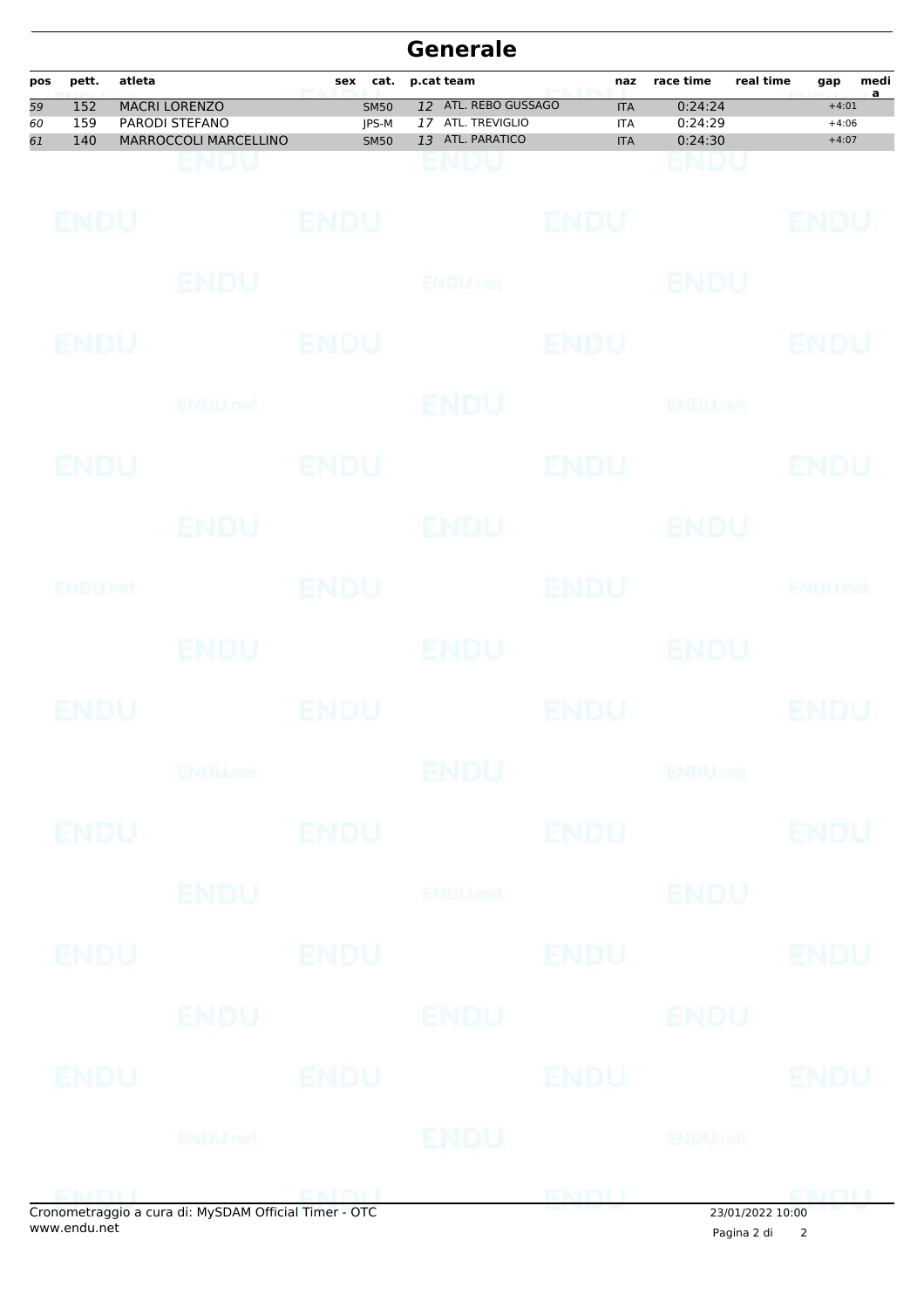# Generale

| pos | pett. | atleta | sex | cat. | p.cat | team | naz | race time | real time | gap | media |
|---|---|---|---|---|---|---|---|---|---|---|---|
| 59 | 152 | MACRI LORENZO | | SM50 | 12 | ATL. REBO GUSSAGO | ITA | 0:24:24 | | +4:01 | |
| 60 | 159 | PARODI STEFANO | | JPS-M | 17 | ATL. TREVIGLIO | ITA | 0:24:29 | | +4:06 | |
| 61 | 140 | MARROCCOLI MARCELLINO | | SM50 | 13 | ATL. PARATICO | ITA | 0:24:30 | | +4:07 | |

Cronometraggio a cura di: MySDAM Official Timer - OTC
www.endu.net

23/01/2022 10:00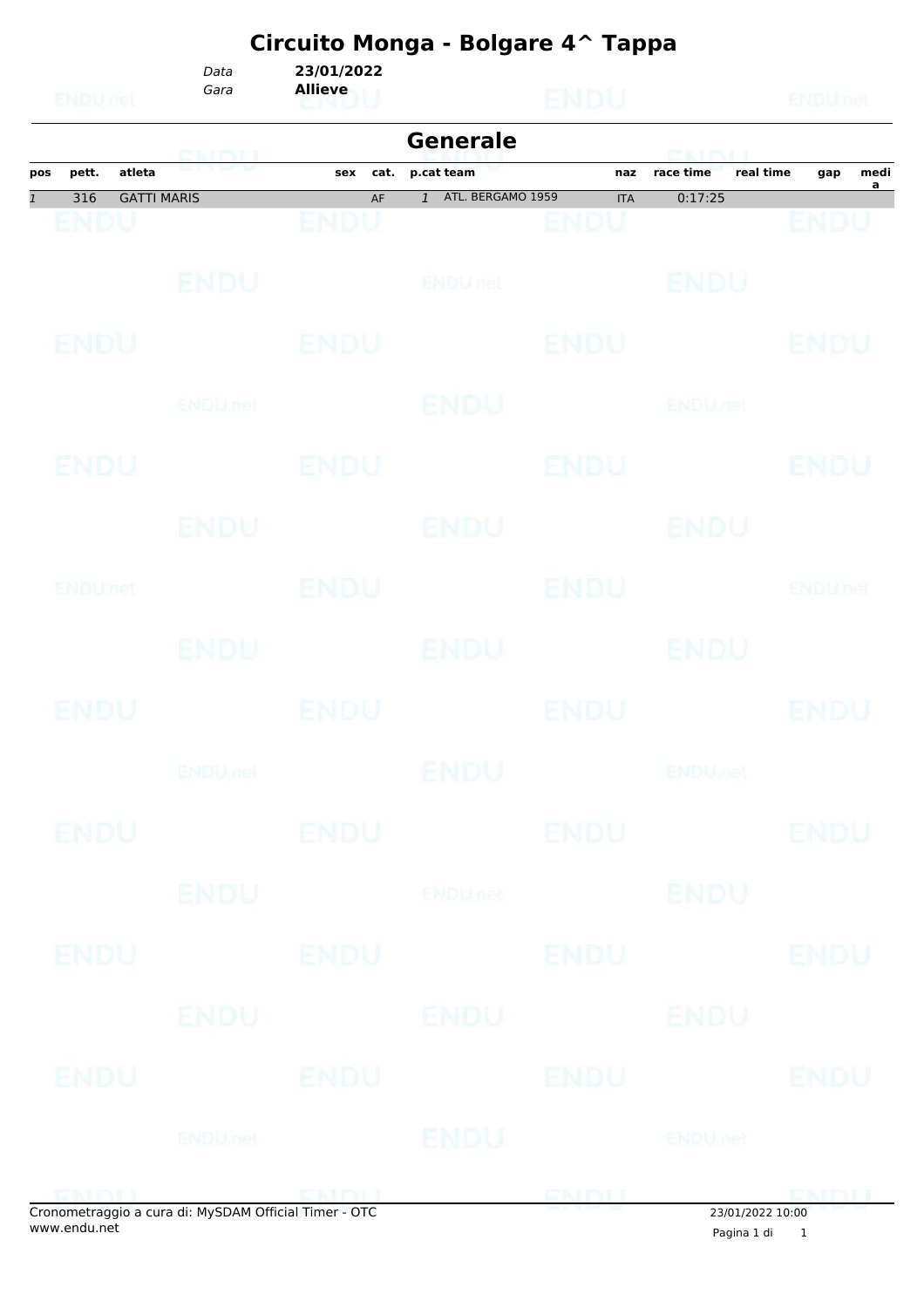# Circuito Monga - Bolgare 4^ Tappa

*Data* **23/01/2022**
*Gara* **Allieve**

## Generale

| pos | pett. | atleta | sex | cat. | p.cat | team | naz | race time | real time | gap | media |
|---|---|---|---|---|---|---|---|---|---|---|---|
| 1 | 316 | GATTI MARIS | | AF | 1 | ATL. BERGAMO 1959 | ITA | 0:17:25 | | | |

Cronometraggio a cura di: MySDAM Official Timer - OTC
www.endu.net

23/01/2022 10:00